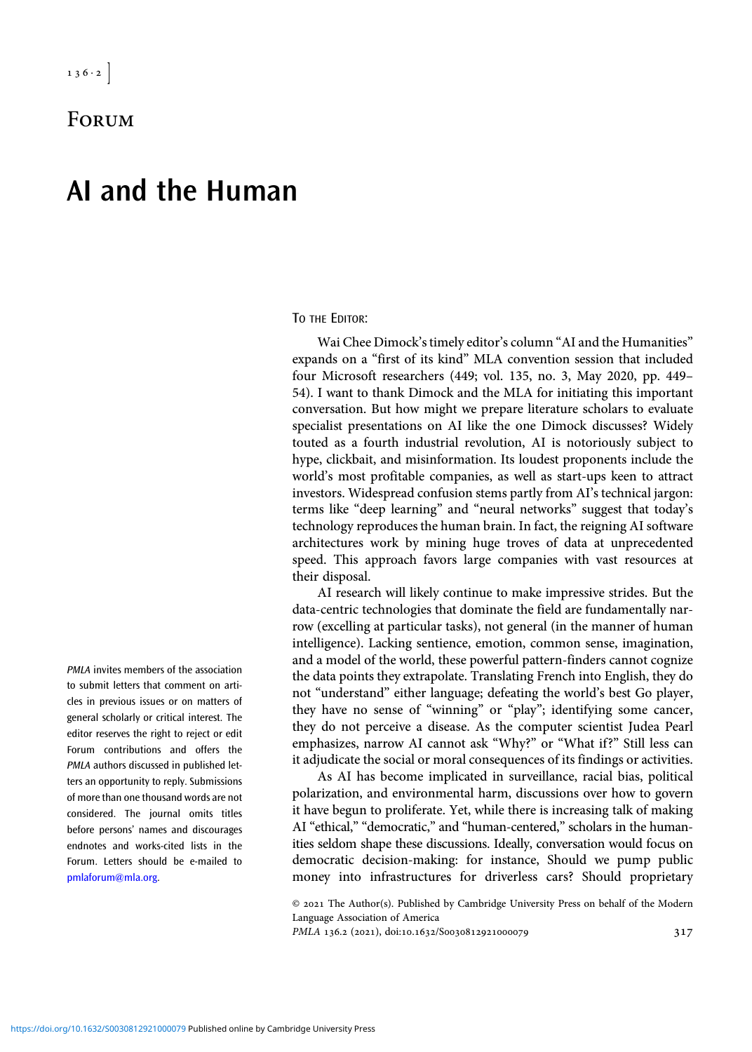# Forum

## AI and the Human

PMLA invites members of the association to submit letters that comment on articles in previous issues or on matters of general scholarly or critical interest. The editor reserves the right to reject or edit Forum contributions and offers the PMLA authors discussed in published letters an opportunity to reply. Submissions of more than one thousand words are not considered. The journal omits titles before persons' names and discourages endnotes and works-cited lists in the Forum. Letters should be e-mailed to pmlaforum@mla.org.

To the Editor:

Wai Chee Dimock's timely editor's column "AI and the Humanities" expands on a "first of its kind" MLA convention session that included four Microsoft researchers (449; vol. 135, no. 3, May 2020, pp. 449–54). I want to thank Dimock and the MLA for initiating this important conversation. But how might we prepare literature scholars to evaluate specialist presentations on AI like the one Dimock discusses? Widely touted as a fourth industrial revolution, AI is notoriously subject to hype, clickbait, and misinformation. Its loudest proponents include the world's most profitable companies, as well as start-ups keen to attract investors. Widespread confusion stems partly from AI's technical jargon: terms like "deep learning" and "neural networks" suggest that today's technology reproduces the human brain. In fact, the reigning AI software architectures work by mining huge troves of data at unprecedented speed. This approach favors large companies with vast resources at their disposal.

AI research will likely continue to make impressive strides. But the data-centric technologies that dominate the field are fundamentally narrow (excelling at particular tasks), not general (in the manner of human intelligence). Lacking sentience, emotion, common sense, imagination, and a model of the world, these powerful pattern-finders cannot cognize the data points they extrapolate. Translating French into English, they do not "understand" either language; defeating the world's best Go player, they have no sense of "winning" or "play"; identifying some cancer, they do not perceive a disease. As the computer scientist Judea Pearl emphasizes, narrow AI cannot ask "Why?" or "What if?" Still less can it adjudicate the social or moral consequences of its findings or activities.

As AI has become implicated in surveillance, racial bias, political polarization, and environmental harm, discussions over how to govern it have begun to proliferate. Yet, while there is increasing talk of making AI "ethical," "democratic," and "human-centered," scholars in the humanities seldom shape these discussions. Ideally, conversation would focus on democratic decision-making: for instance, Should we pump public money into infrastructures for driverless cars? Should proprietary

© 2021 The Author(s). Published by Cambridge University Press on behalf of the Modern Language Association of America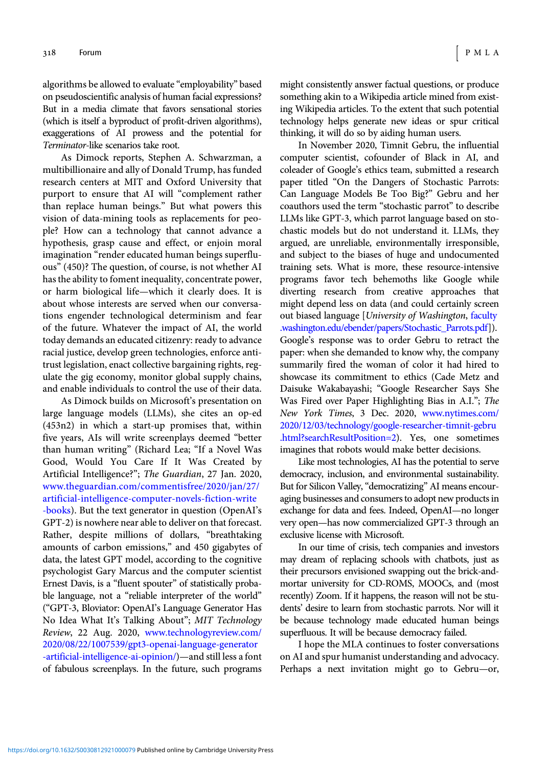algorithms be allowed to evaluate "employability" based on pseudoscientific analysis of human facial expressions? But in a media climate that favors sensational stories (which is itself a byproduct of profit-driven algorithms), exaggerations of AI prowess and the potential for *Terminator*-like scenarios take root.

As Dimock reports, Stephen A. Schwarzman, a multibillionaire and ally of Donald Trump, has funded research centers at MIT and Oxford University that purport to ensure that AI will "complement rather than replace human beings." But what powers this vision of data-mining tools as replacements for people? How can a technology that cannot advance a hypothesis, grasp cause and effect, or enjoin moral imagination "render educated human beings superfluous" (450)? The question, of course, is not whether AI has the ability to foment inequality, concentrate power, or harm biological life—which it clearly does. It is about whose interests are served when our conversations engender technological determinism and fear of the future. Whatever the impact of AI, the world today demands an educated citizenry: ready to advance racial justice, develop green technologies, enforce antitrust legislation, enact collective bargaining rights, regulate the gig economy, monitor global supply chains, and enable individuals to control the use of their data.

As Dimock builds on Microsoft's presentation on large language models (LLMs), she cites an op-ed (453n2) in which a start-up promises that, within five years, AIs will write screenplays deemed "better than human writing" (Richard Lea; "If a Novel Was Good, Would You Care If It Was Created by Artificial Intelligence?"; *The Guardian*, 27 Jan. 2020, www.theguardian.com/commentisfree/2020/jan/27/artificial-intelligence-computer-novels-fiction-write-books). But the text generator in question (OpenAI's GPT-2) is nowhere near able to deliver on that forecast. Rather, despite millions of dollars, "breathtaking amounts of carbon emissions," and 450 gigabytes of data, the latest GPT model, according to the cognitive psychologist Gary Marcus and the computer scientist Ernest Davis, is a "fluent spouter" of statistically probable language, not a "reliable interpreter of the world" ("GPT-3, Bloviator: OpenAI's Language Generator Has No Idea What It's Talking About"; *MIT Technology Review*, 22 Aug. 2020, www.technologyreview.com/2020/08/22/1007539/gpt3-openai-language-generator-artificial-intelligence-ai-opinion/)—and still less a font of fabulous screenplays. In the future, such programs might consistently answer factual questions, or produce something akin to a Wikipedia article mined from existing Wikipedia articles. To the extent that such potential technology helps generate new ideas or spur critical thinking, it will do so by aiding human users.

In November 2020, Timnit Gebru, the influential computer scientist, cofounder of Black in AI, and coleader of Google's ethics team, submitted a research paper titled "On the Dangers of Stochastic Parrots: Can Language Models Be Too Big?" Gebru and her coauthors used the term "stochastic parrot" to describe LLMs like GPT-3, which parrot language based on stochastic models but do not understand it. LLMs, they argued, are unreliable, environmentally irresponsible, and subject to the biases of huge and undocumented training sets. What is more, these resource-intensive programs favor tech behemoths like Google while diverting research from creative approaches that might depend less on data (and could certainly screen out biased language [*University of Washington*, faculty.washington.edu/ebender/papers/Stochastic_Parrots.pdf]). Google's response was to order Gebru to retract the paper: when she demanded to know why, the company summarily fired the woman of color it had hired to showcase its commitment to ethics (Cade Metz and Daisuke Wakabayashi; "Google Researcher Says She Was Fired over Paper Highlighting Bias in A.I."; *The New York Times*, 3 Dec. 2020, www.nytimes.com/2020/12/03/technology/google-researcher-timnit-gebru.html?searchResultPosition=2). Yes, one sometimes imagines that robots would make better decisions.

Like most technologies, AI has the potential to serve democracy, inclusion, and environmental sustainability. But for Silicon Valley, "democratizing" AI means encouraging businesses and consumers to adopt new products in exchange for data and fees. Indeed, OpenAI—no longer very open—has now commercialized GPT-3 through an exclusive license with Microsoft.

In our time of crisis, tech companies and investors may dream of replacing schools with chatbots, just as their precursors envisioned swapping out the brick-and-mortar university for CD-ROMS, MOOCs, and (most recently) Zoom. If it happens, the reason will not be students' desire to learn from stochastic parrots. Nor will it be because technology made educated human beings superfluous. It will be because democracy failed.

I hope the MLA continues to foster conversations on AI and spur humanist understanding and advocacy. Perhaps a next invitation might go to Gebru—or,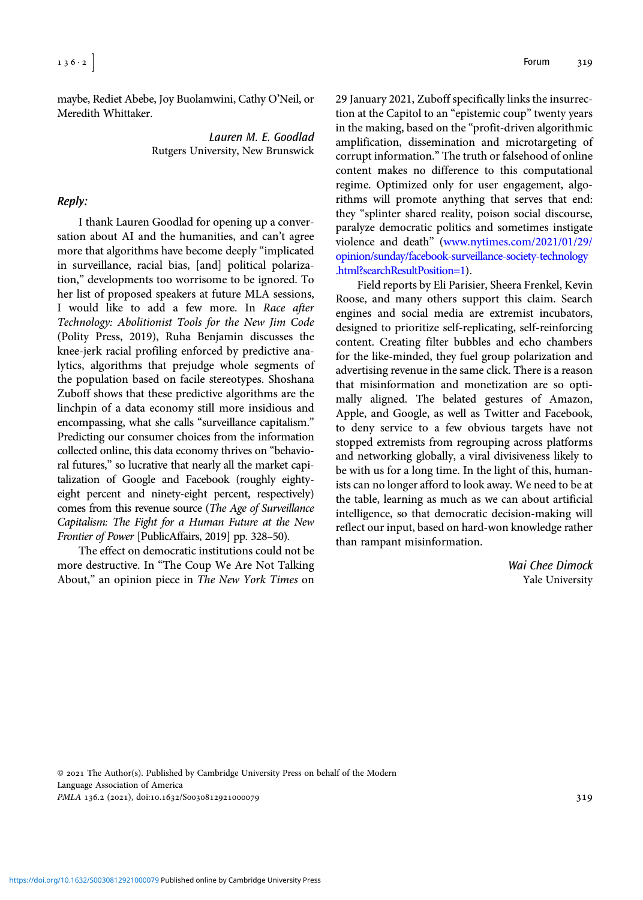maybe, Rediet Abebe, Joy Buolamwini, Cathy O'Neil, or Meredith Whittaker.

*Lauren M. E. Goodlad*
Rutgers University, New Brunswick

### *Reply:*

I thank Lauren Goodlad for opening up a conversation about AI and the humanities, and can't agree more that algorithms have become deeply "implicated in surveillance, racial bias, [and] political polarization," developments too worrisome to be ignored. To her list of proposed speakers at future MLA sessions, I would like to add a few more. In *Race after Technology: Abolitionist Tools for the New Jim Code* (Polity Press, 2019), Ruha Benjamin discusses the knee-jerk racial profiling enforced by predictive analytics, algorithms that prejudge whole segments of the population based on facile stereotypes. Shoshana Zuboff shows that these predictive algorithms are the linchpin of a data economy still more insidious and encompassing, what she calls "surveillance capitalism." Predicting our consumer choices from the information collected online, this data economy thrives on "behavioral futures," so lucrative that nearly all the market capitalization of Google and Facebook (roughly eighty-eight percent and ninety-eight percent, respectively) comes from this revenue source (*The Age of Surveillance Capitalism: The Fight for a Human Future at the New Frontier of Power* [PublicAffairs, 2019] pp. 328–50).

The effect on democratic institutions could not be more destructive. In "The Coup We Are Not Talking About," an opinion piece in *The New York Times* on 29 January 2021, Zuboff specifically links the insurrection at the Capitol to an "epistemic coup" twenty years in the making, based on the "profit-driven algorithmic amplification, dissemination and microtargeting of corrupt information." The truth or falsehood of online content makes no difference to this computational regime. Optimized only for user engagement, algorithms will promote anything that serves that end: they "splinter shared reality, poison social discourse, paralyze democratic politics and sometimes instigate violence and death" (www.nytimes.com/2021/01/29/opinion/sunday/facebook-surveillance-society-technology.html?searchResultPosition=1).

Field reports by Eli Parisier, Sheera Frenkel, Kevin Roose, and many others support this claim. Search engines and social media are extremist incubators, designed to prioritize self-replicating, self-reinforcing content. Creating filter bubbles and echo chambers for the like-minded, they fuel group polarization and advertising revenue in the same click. There is a reason that misinformation and monetization are so optimally aligned. The belated gestures of Amazon, Apple, and Google, as well as Twitter and Facebook, to deny service to a few obvious targets have not stopped extremists from regrouping across platforms and networking globally, a viral divisiveness likely to be with us for a long time. In the light of this, humanists can no longer afford to look away. We need to be at the table, learning as much as we can about artificial intelligence, so that democratic decision-making will reflect our input, based on hard-won knowledge rather than rampant misinformation.

*Wai Chee Dimock*
Yale University

© 2021 The Author(s). Published by Cambridge University Press on behalf of the Modern Language Association of America
PMLA 136.2 (2021), doi:10.1632/S0030812921000079